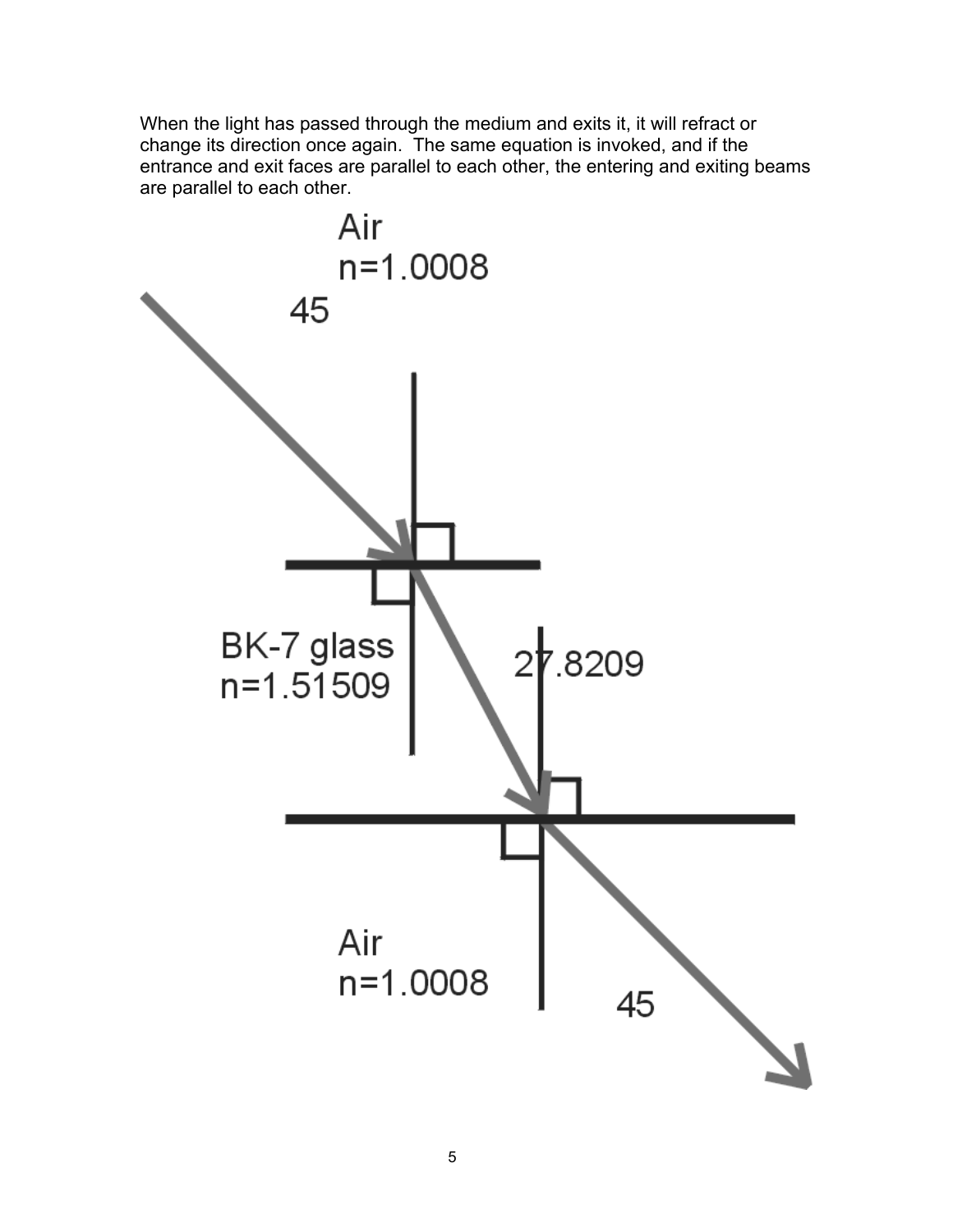When the light has passed through the medium and exits it, it will refract or change its direction once again. The same equation is invoked, and if the entrance and exit faces are parallel to each other, the entering and exiting beams are parallel to each other.

Air
n=1.0008

45

BK-7 glass
n=1.51509

27.8209

Air
n=1.0008

45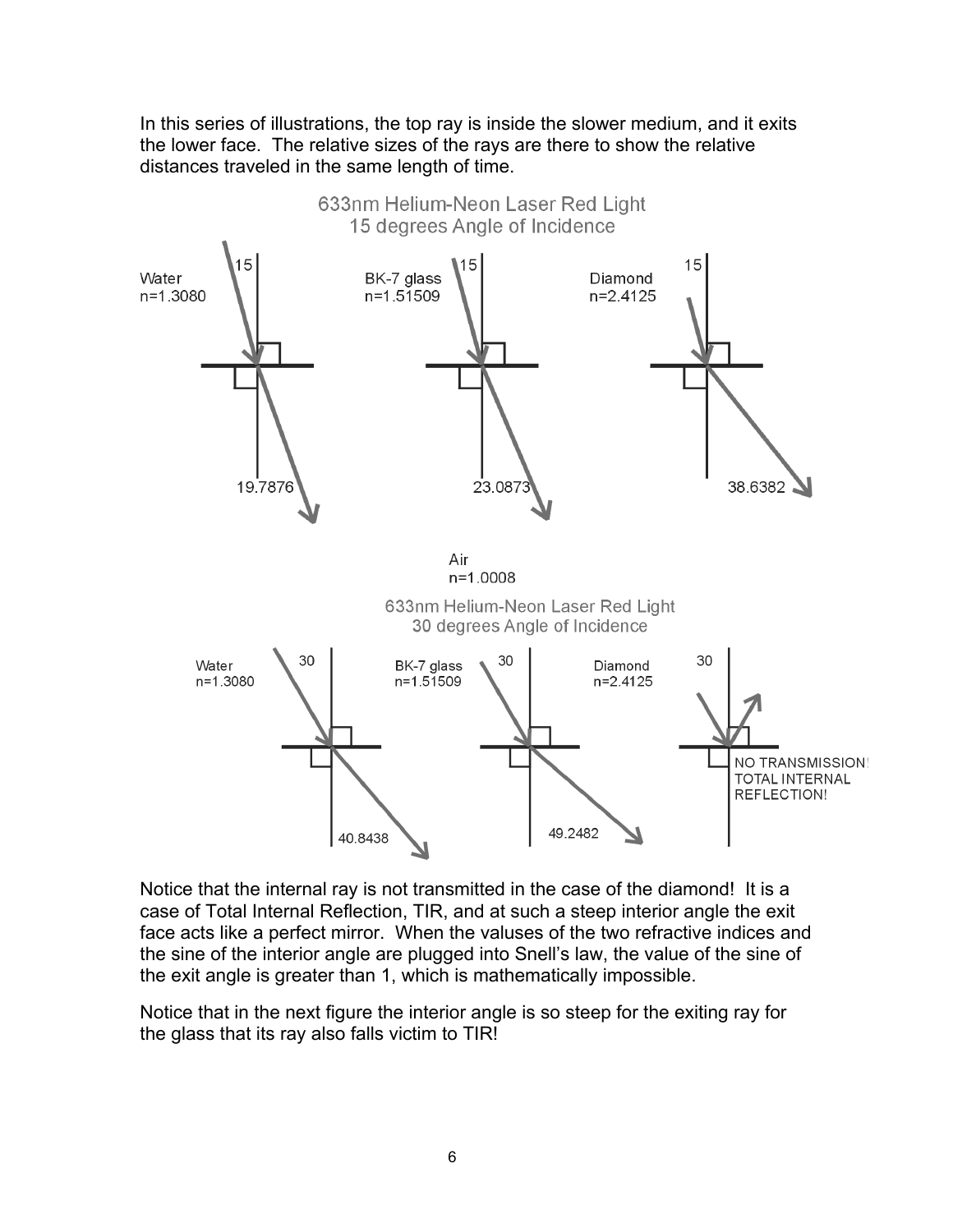In this series of illustrations, the top ray is inside the slower medium, and it exits the lower face. The relative sizes of the rays are there to show the relative distances traveled in the same length of time.

633nm Helium-Neon Laser Red Light
15 degrees Angle of Incidence

Water n=1.3080 — 15 — 19.7876

BK-7 glass n=1.51509 — 15 — 23.0873

Diamond n=2.4125 — 15 — 38.6382

Air
n=1.0008

633nm Helium-Neon Laser Red Light
30 degrees Angle of Incidence

Water n=1.3080 — 30 — 40.8438

BK-7 glass n=1.51509 — 30 — 49.2482

Diamond n=2.4125 — 30 — NO TRANSMISSION! TOTAL INTERNAL REFLECTION!

Notice that the internal ray is not transmitted in the case of the diamond! It is a case of Total Internal Reflection, TIR, and at such a steep interior angle the exit face acts like a perfect mirror. When the valuses of the two refractive indices and the sine of the interior angle are plugged into Snell's law, the value of the sine of the exit angle is greater than 1, which is mathematically impossible.

Notice that in the next figure the interior angle is so steep for the exiting ray for the glass that its ray also falls victim to TIR!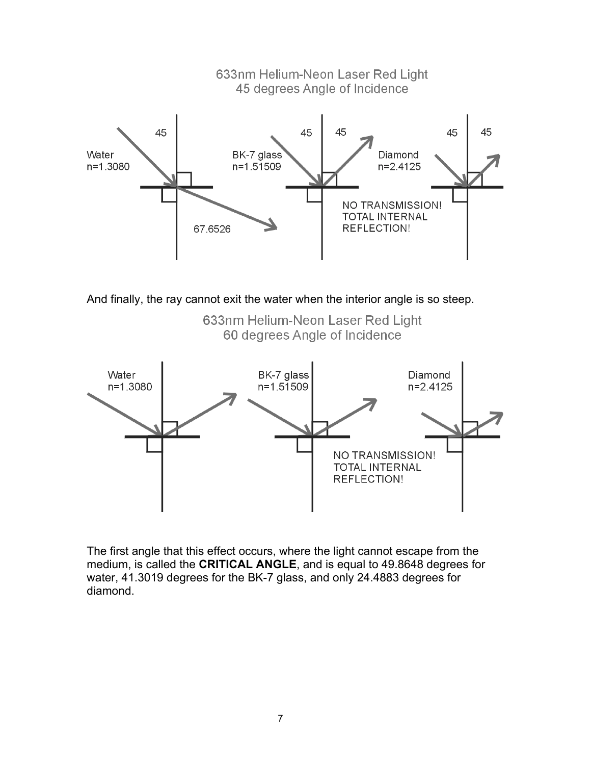633nm Helium-Neon Laser Red Light
45 degrees Angle of Incidence

45

Water
n=1.3080

67.6526

45 45

BK-7 glass
n=1.51509

NO TRANSMISSION!
TOTAL INTERNAL
REFLECTION!

45 45

Diamond
n=2.4125

And finally, the ray cannot exit the water when the interior angle is so steep.

633nm Helium-Neon Laser Red Light
60 degrees Angle of Incidence

Water
n=1.3080

BK-7 glass
n=1.51509

NO TRANSMISSION!
TOTAL INTERNAL
REFLECTION!

Diamond
n=2.4125

The first angle that this effect occurs, where the light cannot escape from the medium, is called the **CRITICAL ANGLE**, and is equal to 49.8648 degrees for water, 41.3019 degrees for the BK-7 glass, and only 24.4883 degrees for diamond.